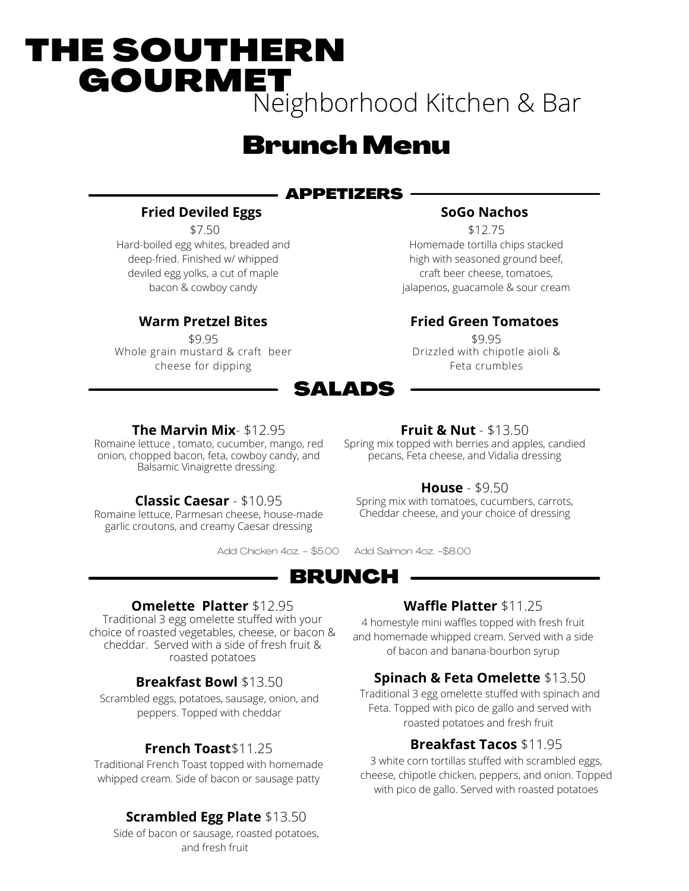# THE SOUTHERN GOURMET

Neighborhood Kitchen & Bar

## Brunch Menu

### APPETIZERS

**Fried Deviled Eggs**

$7.50

Hard-boiled egg whites, breaded and deep-fried. Finished w/ whipped deviled egg yolks, a cut of maple bacon & cowboy candy

**SoGo Nachos**

$12.75

Homemade tortilla chips stacked high with seasoned ground beef, craft beer cheese, tomatoes, jalapenos, guacamole & sour cream

**Warm Pretzel Bites**

$9.95

Whole grain mustard & craft beer cheese for dipping

**Fried Green Tomatoes**

$9.95

Drizzled with chipotle aioli & Feta crumbles

### SALADS

**The Marvin Mix**- $12.95

Romaine lettuce , tomato, cucumber, mango, red onion, chopped bacon, feta, cowboy candy, and Balsamic Vinaigrette dressing.

**Classic Caesar** - $10.95

Romaine lettuce, Parmesan cheese, house-made garlic croutons, and creamy Caesar dressing

**Fruit & Nut** - $13.50

Spring mix topped with berries and apples, candied pecans, Feta cheese, and Vidalia dressing

**House** - $9.50

Spring mix with tomatoes, cucumbers, carrots, Cheddar cheese, and your choice of dressing

Add Chicken 4oz. – $5.00 Add Salmon 4oz. –$8.00

### BRUNCH

**Omelette Platter** $12.95

Traditional 3 egg omelette stuffed with your choice of roasted vegetables, cheese, or bacon & cheddar. Served with a side of fresh fruit & roasted potatoes

**Breakfast Bowl** $13.50

Scrambled eggs, potatoes, sausage, onion, and peppers. Topped with cheddar

**French Toast**$11.25

Traditional French Toast topped with homemade whipped cream. Side of bacon or sausage patty

**Scrambled Egg Plate** $13.50

Side of bacon or sausage, roasted potatoes, and fresh fruit

**Waffle Platter** $11.25

4 homestyle mini waffles topped with fresh fruit and homemade whipped cream. Served with a side of bacon and banana-bourbon syrup

**Spinach & Feta Omelette** $13.50

Traditional 3 egg omelette stuffed with spinach and Feta. Topped with pico de gallo and served with roasted potatoes and fresh fruit

**Breakfast Tacos** $11.95

3 white corn tortillas stuffed with scrambled eggs, cheese, chipotle chicken, peppers, and onion. Topped with pico de gallo. Served with roasted potatoes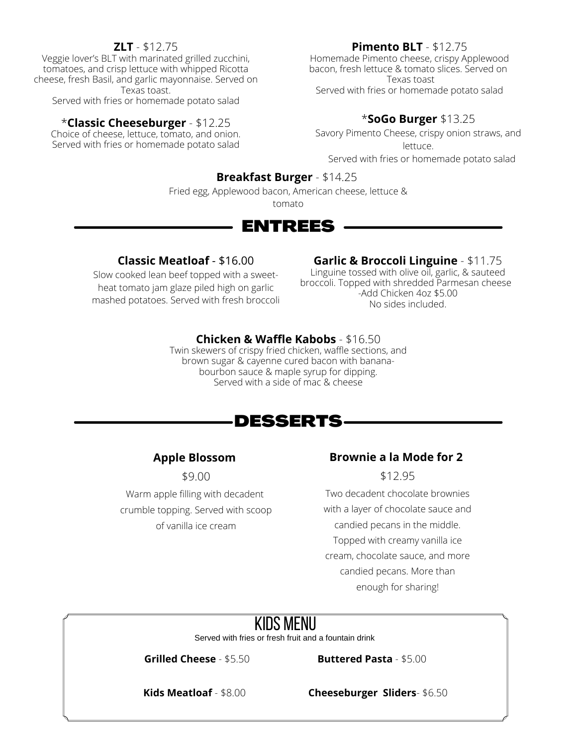**ZLT** - $12.75
Veggie lover's BLT with marinated grilled zucchini, tomatoes, and crisp lettuce with whipped Ricotta cheese, fresh Basil, and garlic mayonnaise. Served on Texas toast.
Served with fries or homemade potato salad

**Pimento BLT** - $12.75
Homemade Pimento cheese, crispy Applewood bacon, fresh lettuce & tomato slices. Served on Texas toast
Served with fries or homemade potato salad

*__Classic Cheeseburger__ - $12.25
Choice of cheese, lettuce, tomato, and onion.
Served with fries or homemade potato salad

*__SoGo Burger__ $13.25
Savory Pimento Cheese, crispy onion straws, and lettuce.
Served with fries or homemade potato salad

**Breakfast Burger** - $14.25
Fried egg, Applewood bacon, American cheese, lettuce & tomato

## ENTREES

**Classic Meatloaf** - $16.00
Slow cooked lean beef topped with a sweet-heat tomato jam glaze piled high on garlic mashed potatoes. Served with fresh broccoli

**Garlic & Broccoli Linguine** - $11.75
Linguine tossed with olive oil, garlic, & sauteed broccoli. Topped with shredded Parmesan cheese
-Add Chicken 4oz $5.00
No sides included.

**Chicken & Waffle Kabobs** - $16.50
Twin skewers of crispy fried chicken, waffle sections, and brown sugar & cayenne cured bacon with banana-bourbon sauce & maple syrup for dipping.
Served with a side of mac & cheese

## DESSERTS

**Apple Blossom**

$9.00

Warm apple filling with decadent crumble topping. Served with scoop of vanilla ice cream

**Brownie a la Mode for 2**

$12.95

Two decadent chocolate brownies with a layer of chocolate sauce and candied pecans in the middle. Topped with creamy vanilla ice cream, chocolate sauce, and more candied pecans. More than enough for sharing!

## KIDS MENU

Served with fries or fresh fruit and a fountain drink

**Grilled Cheese** - $5.50

**Buttered Pasta** - $5.00

**Kids Meatloaf** - $8.00

**Cheeseburger Sliders**- $6.50